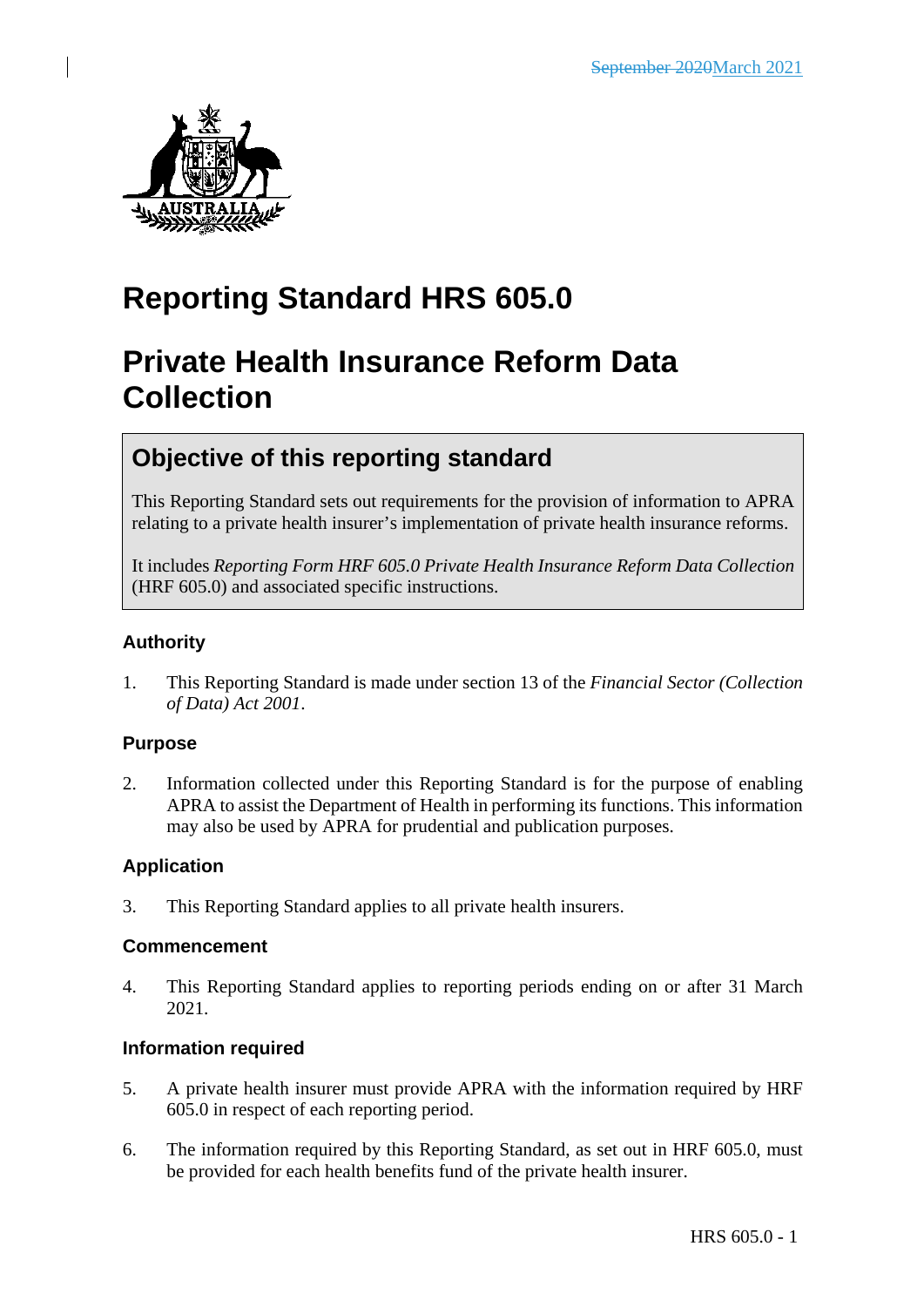~~September 2020~~March 2021

# Reporting Standard HRS 605.0

# Private Health Insurance Reform Data Collection

## Objective of this reporting standard

This Reporting Standard sets out requirements for the provision of information to APRA relating to a private health insurer's implementation of private health insurance reforms.

It includes *Reporting Form HRF 605.0 Private Health Insurance Reform Data Collection* (HRF 605.0) and associated specific instructions.

### Authority

1. This Reporting Standard is made under section 13 of the *Financial Sector (Collection of Data) Act 2001*.

### Purpose

2. Information collected under this Reporting Standard is for the purpose of enabling APRA to assist the Department of Health in performing its functions. This information may also be used by APRA for prudential and publication purposes.

### Application

3. This Reporting Standard applies to all private health insurers.

### Commencement

4. This Reporting Standard applies to reporting periods ending on or after 31 March 2021.

### Information required

5. A private health insurer must provide APRA with the information required by HRF 605.0 in respect of each reporting period.

6. The information required by this Reporting Standard, as set out in HRF 605.0, must be provided for each health benefits fund of the private health insurer.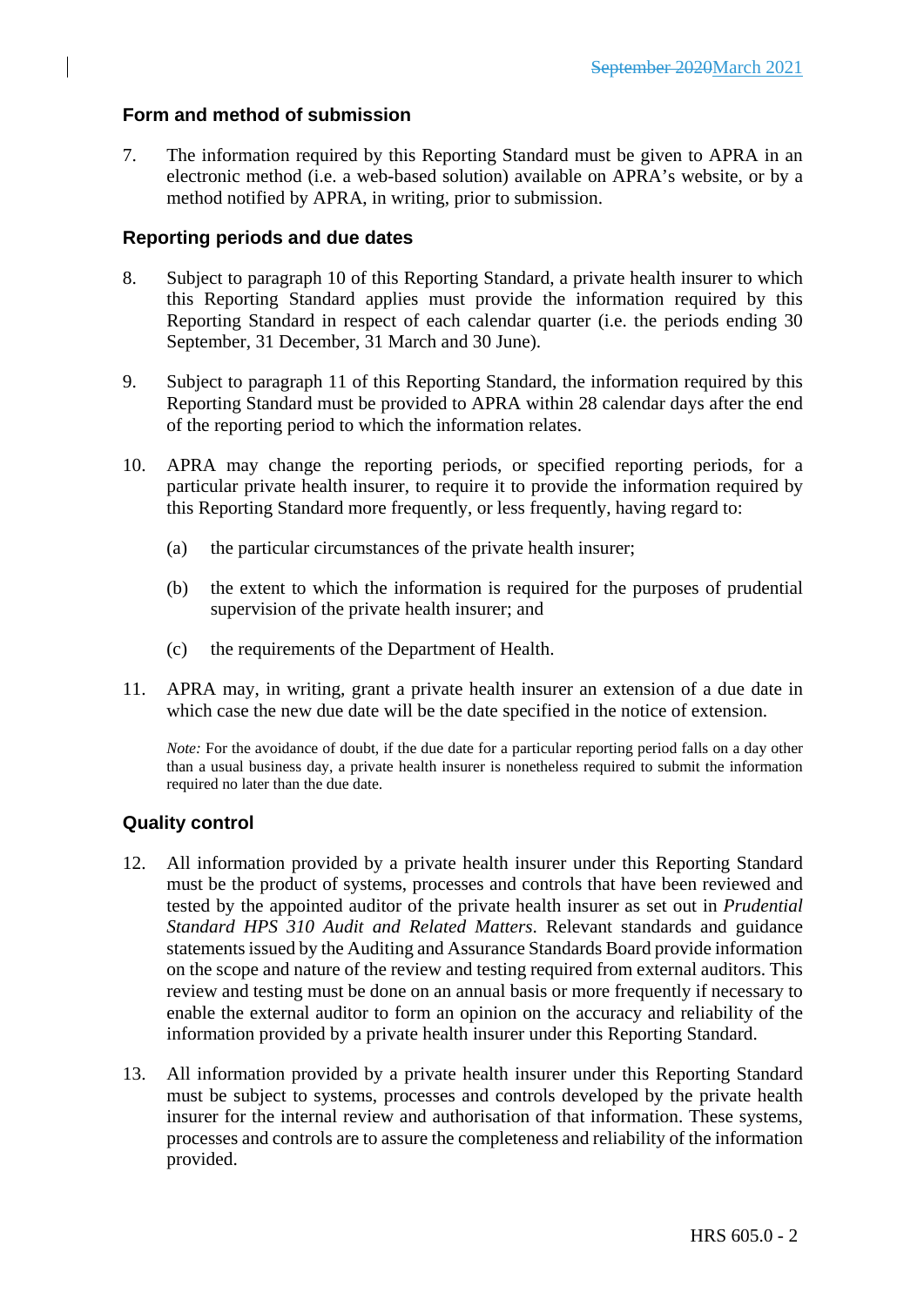## Form and method of submission

7. The information required by this Reporting Standard must be given to APRA in an electronic method (i.e. a web-based solution) available on APRA's website, or by a method notified by APRA, in writing, prior to submission.

## Reporting periods and due dates

8. Subject to paragraph 10 of this Reporting Standard, a private health insurer to which this Reporting Standard applies must provide the information required by this Reporting Standard in respect of each calendar quarter (i.e. the periods ending 30 September, 31 December, 31 March and 30 June).

9. Subject to paragraph 11 of this Reporting Standard, the information required by this Reporting Standard must be provided to APRA within 28 calendar days after the end of the reporting period to which the information relates.

10. APRA may change the reporting periods, or specified reporting periods, for a particular private health insurer, to require it to provide the information required by this Reporting Standard more frequently, or less frequently, having regard to:

    (a) the particular circumstances of the private health insurer;

    (b) the extent to which the information is required for the purposes of prudential supervision of the private health insurer; and

    (c) the requirements of the Department of Health.

11. APRA may, in writing, grant a private health insurer an extension of a due date in which case the new due date will be the date specified in the notice of extension.

    *Note:* For the avoidance of doubt, if the due date for a particular reporting period falls on a day other than a usual business day, a private health insurer is nonetheless required to submit the information required no later than the due date.

## Quality control

12. All information provided by a private health insurer under this Reporting Standard must be the product of systems, processes and controls that have been reviewed and tested by the appointed auditor of the private health insurer as set out in *Prudential Standard HPS 310 Audit and Related Matters*. Relevant standards and guidance statements issued by the Auditing and Assurance Standards Board provide information on the scope and nature of the review and testing required from external auditors. This review and testing must be done on an annual basis or more frequently if necessary to enable the external auditor to form an opinion on the accuracy and reliability of the information provided by a private health insurer under this Reporting Standard.

13. All information provided by a private health insurer under this Reporting Standard must be subject to systems, processes and controls developed by the private health insurer for the internal review and authorisation of that information. These systems, processes and controls are to assure the completeness and reliability of the information provided.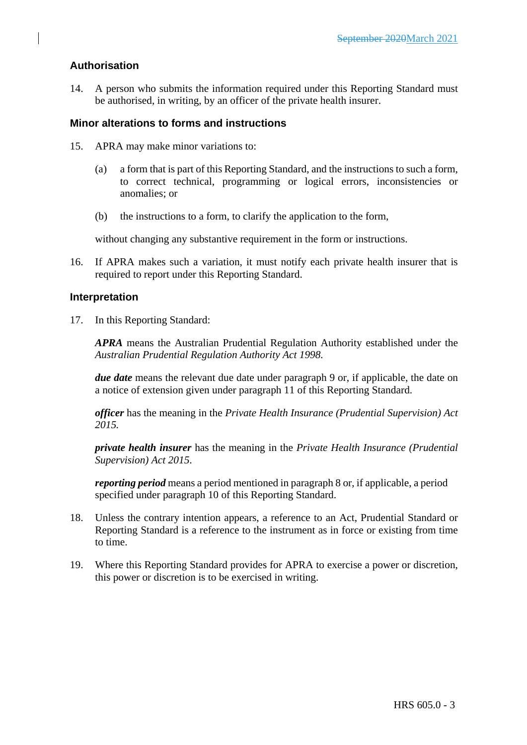## Authorisation

14. A person who submits the information required under this Reporting Standard must be authorised, in writing, by an officer of the private health insurer.

## Minor alterations to forms and instructions

15. APRA may make minor variations to:

    (a) a form that is part of this Reporting Standard, and the instructions to such a form, to correct technical, programming or logical errors, inconsistencies or anomalies; or

    (b) the instructions to a form, to clarify the application to the form,

    without changing any substantive requirement in the form or instructions.

16. If APRA makes such a variation, it must notify each private health insurer that is required to report under this Reporting Standard.

## Interpretation

17. In this Reporting Standard:

    ***APRA*** means the Australian Prudential Regulation Authority established under the *Australian Prudential Regulation Authority Act 1998.*

    ***due date*** means the relevant due date under paragraph 9 or, if applicable, the date on a notice of extension given under paragraph 11 of this Reporting Standard.

    ***officer*** has the meaning in the *Private Health Insurance (Prudential Supervision) Act 2015.*

    ***private health insurer*** has the meaning in the *Private Health Insurance (Prudential Supervision) Act 2015*.

    ***reporting period*** means a period mentioned in paragraph 8 or, if applicable, a period specified under paragraph 10 of this Reporting Standard.

18. Unless the contrary intention appears, a reference to an Act, Prudential Standard or Reporting Standard is a reference to the instrument as in force or existing from time to time.

19. Where this Reporting Standard provides for APRA to exercise a power or discretion, this power or discretion is to be exercised in writing.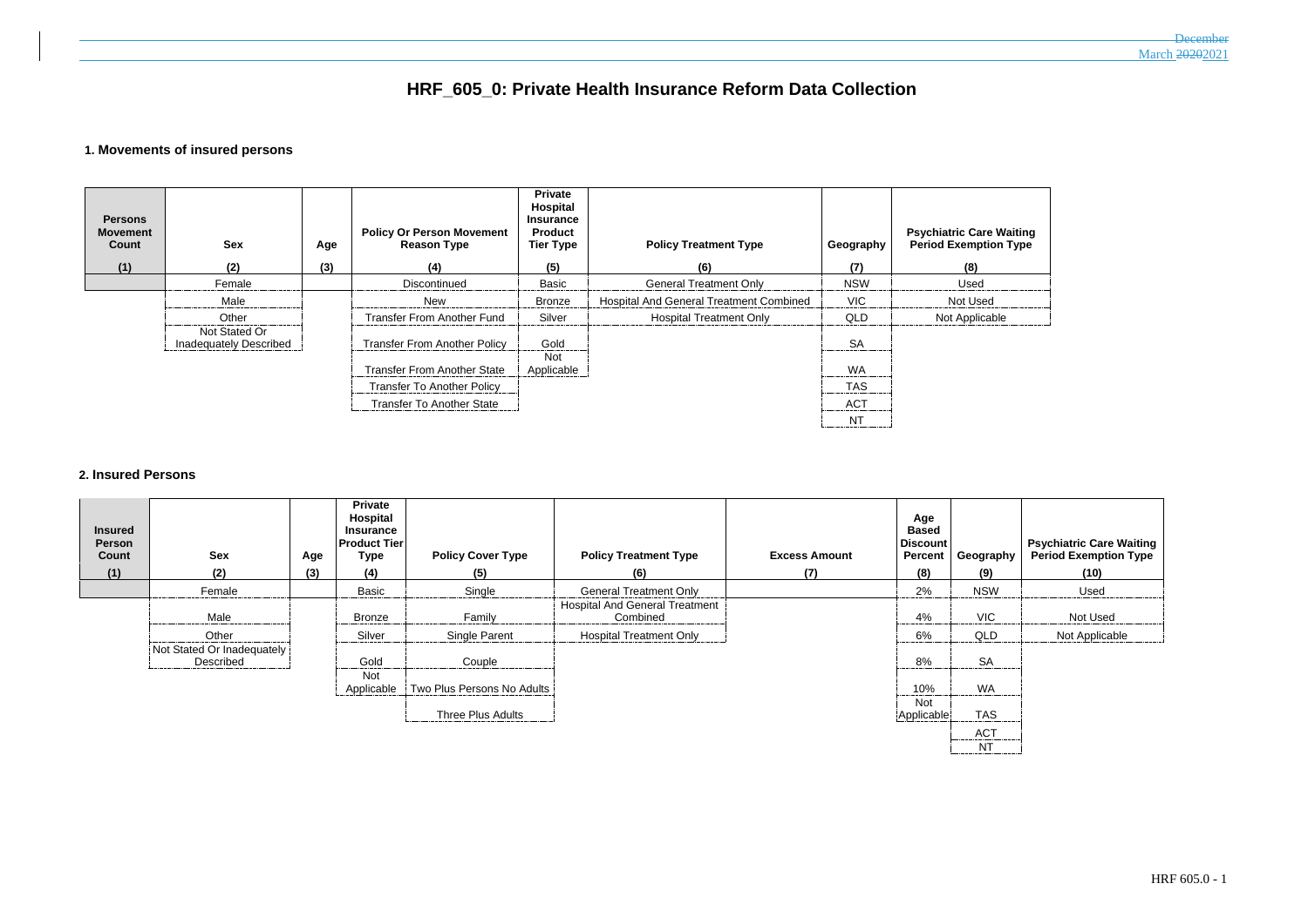# HRF_605_0: Private Health Insurance Reform Data Collection

## 1. Movements of insured persons

| Persons Movement Count | Sex | Age | Policy Or Person Movement Reason Type | Private Hospital Insurance Product Tier Type | Policy Treatment Type | Geography | Psychiatric Care Waiting Period Exemption Type |
|---|---|---|---|---|---|---|---|
| (1) | (2) | (3) | (4) | (5) | (6) | (7) | (8) |
| | Female | | Discontinued | Basic | General Treatment Only | NSW | Used |
| | Male | | New | Bronze | Hospital And General Treatment Combined | VIC | Not Used |
| | Other | | Transfer From Another Fund | Silver | Hospital Treatment Only | QLD | Not Applicable |
| | Not Stated Or Inadequately Described | | Transfer From Another Policy | Gold | | SA | |
| | | | Transfer From Another State | Not Applicable | | WA | |
| | | | Transfer To Another Policy | | | TAS | |
| | | | Transfer To Another State | | | ACT | |
| | | | | | | NT | |

## 2. Insured Persons

| Insured Person Count | Sex | Age | Private Hospital Insurance Product Tier Type | Policy Cover Type | Policy Treatment Type | Excess Amount | Age Based Discount Percent | Geography | Psychiatric Care Waiting Period Exemption Type |
|---|---|---|---|---|---|---|---|---|---|
| (1) | (2) | (3) | (4) | (5) | (6) | (7) | (8) | (9) | (10) |
| | Female | | Basic | Single | General Treatment Only | | 2% | NSW | Used |
| | Male | | Bronze | Family | Hospital And General Treatment Combined | | 4% | VIC | Not Used |
| | Other | | Silver | Single Parent | Hospital Treatment Only | | 6% | QLD | Not Applicable |
| | Not Stated Or Inadequately Described | | Gold | Couple | | | 8% | SA | |
| | | | Not Applicable | Two Plus Persons No Adults | | | 10% | WA | |
| | | | | Three Plus Adults | | | Not Applicable | TAS | |
| | | | | | | | | ACT | |
| | | | | | | | | NT | |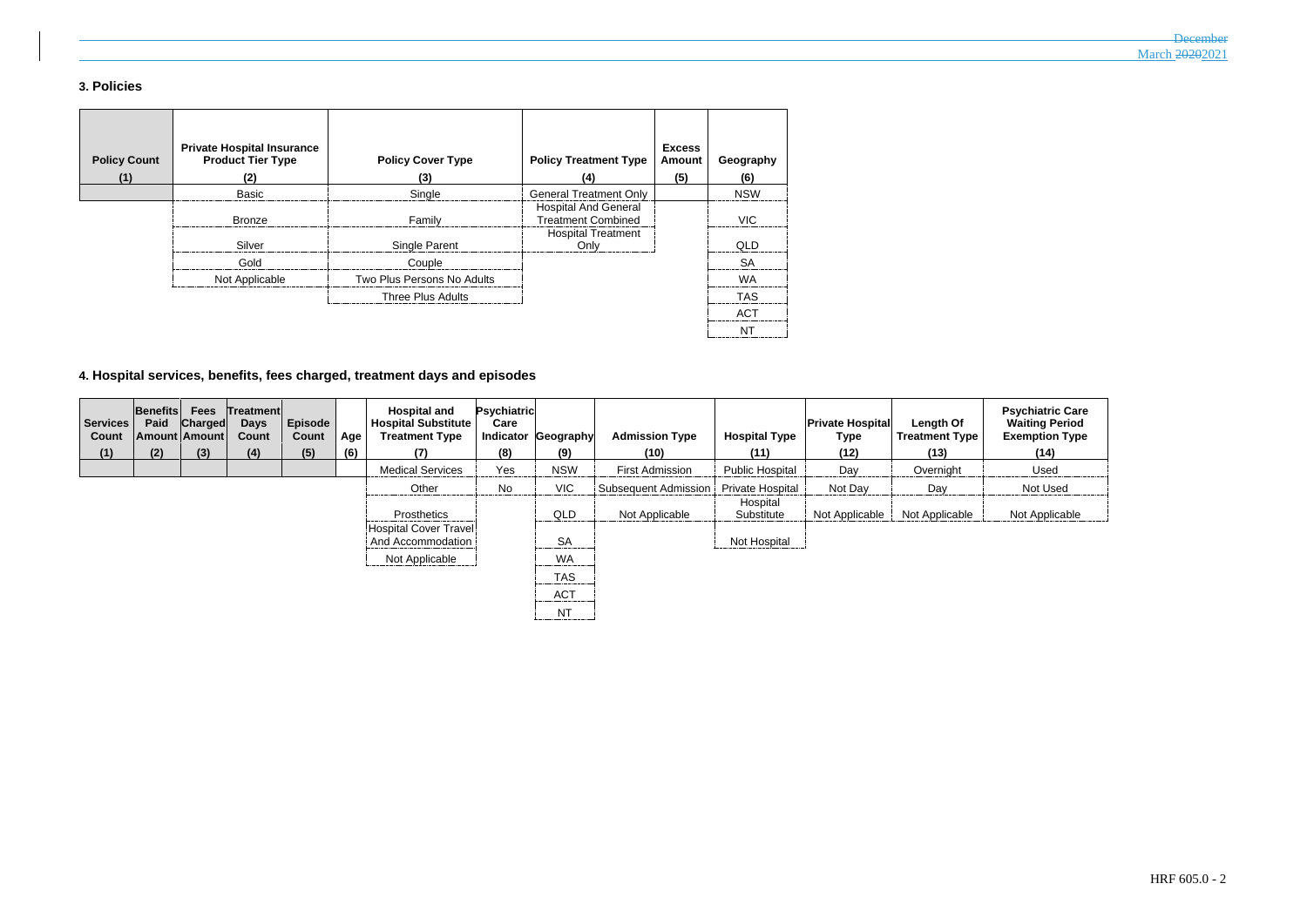### 3. Policies

| Policy Count (1) | Private Hospital Insurance Product Tier Type (2) | Policy Cover Type (3) | Policy Treatment Type (4) | Excess Amount (5) | Geography (6) |
|---|---|---|---|---|---|
| | Basic | Single | General Treatment Only | | NSW |
| | Bronze | Family | Hospital And General Treatment Combined | | VIC |
| | Silver | Single Parent | Hospital Treatment Only | | QLD |
| | Gold | Couple | | | SA |
| | Not Applicable | Two Plus Persons No Adults | | | WA |
| | | Three Plus Adults | | | TAS |
| | | | | | ACT |
| | | | | | NT |

### 4. Hospital services, benefits, fees charged, treatment days and episodes

| Services Count (1) | Benefits Paid Amount (2) | Fees Charged Amount (3) | Treatment Days Count (4) | Episode Count (5) | Age (6) | Hospital and Hospital Substitute Treatment Type (7) | Psychiatric Care Indicator (8) | Geography (9) | Admission Type (10) | Hospital Type (11) | Private Hospital Type (12) | Length Of Treatment Type (13) | Psychiatric Care Waiting Period Exemption Type (14) |
|---|---|---|---|---|---|---|---|---|---|---|---|---|---|
| | | | | | | Medical Services | Yes | NSW | First Admission | Public Hospital | Day | Overnight | Used |
| | | | | | | Other | No | VIC | Subsequent Admission | Private Hospital | Not Day | Day | Not Used |
| | | | | | | Prosthetics | | QLD | Not Applicable | Hospital Substitute | Not Applicable | Not Applicable | Not Applicable |
| | | | | | | Hospital Cover Travel And Accommodation | | SA | | Not Hospital | | | |
| | | | | | | Not Applicable | | WA | | | | | |
| | | | | | | | | TAS | | | | | |
| | | | | | | | | ACT | | | | | |
| | | | | | | | | NT | | | | | |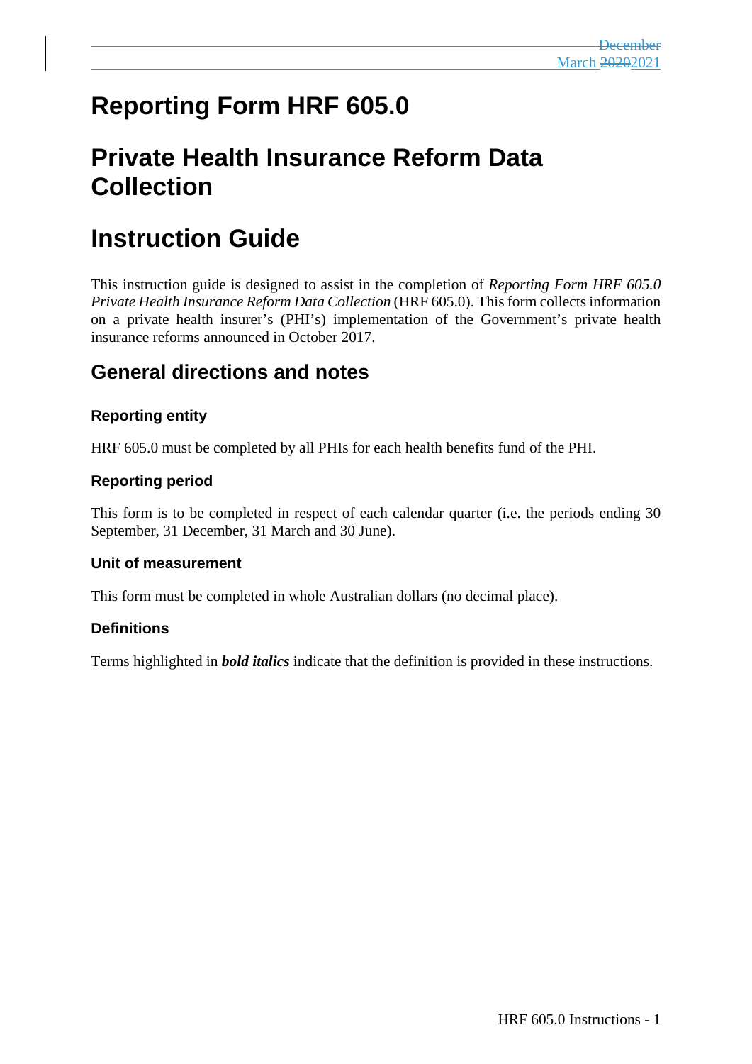# Reporting Form HRF 605.0

# Private Health Insurance Reform Data Collection

# Instruction Guide

This instruction guide is designed to assist in the completion of *Reporting Form HRF 605.0 Private Health Insurance Reform Data Collection* (HRF 605.0). This form collects information on a private health insurer's (PHI's) implementation of the Government's private health insurance reforms announced in October 2017.

## General directions and notes

### Reporting entity

HRF 605.0 must be completed by all PHIs for each health benefits fund of the PHI.

### Reporting period

This form is to be completed in respect of each calendar quarter (i.e. the periods ending 30 September, 31 December, 31 March and 30 June).

### Unit of measurement

This form must be completed in whole Australian dollars (no decimal place).

### Definitions

Terms highlighted in ***bold italics*** indicate that the definition is provided in these instructions.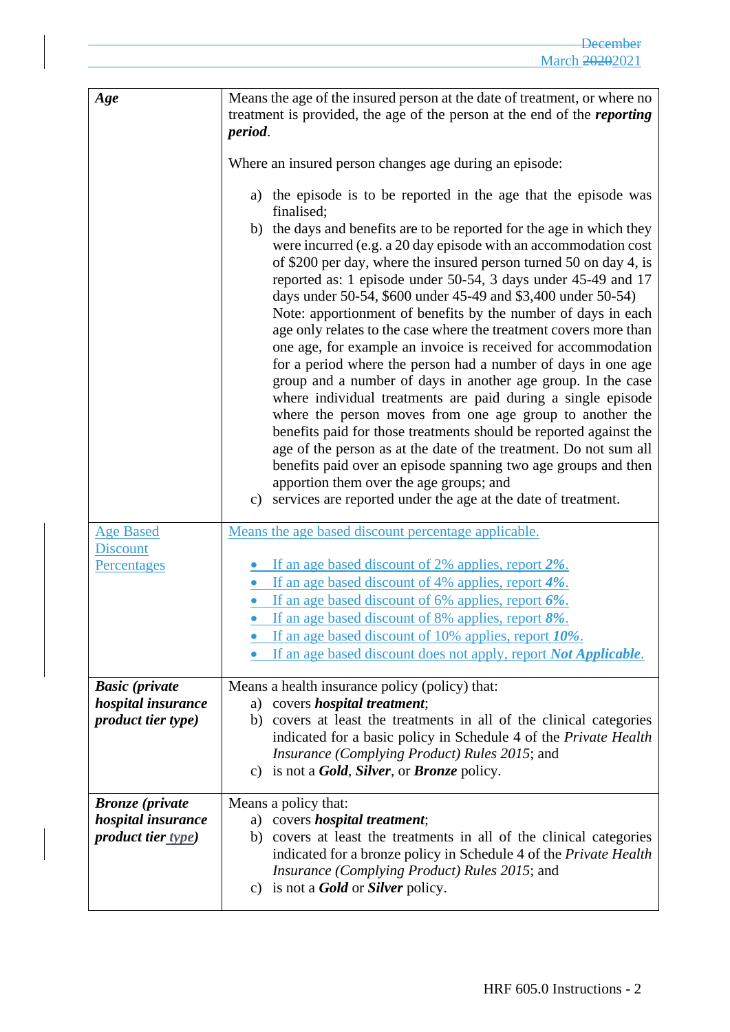| | |
|---|---|
| ***Age*** | Means the age of the insured person at the date of treatment, or where no treatment is provided, the age of the person at the end of the ***reporting period***.<br><br>Where an insured person changes age during an episode:<br><br>a) the episode is to be reported in the age that the episode was finalised;<br>b) the days and benefits are to be reported for the age in which they were incurred (e.g. a 20 day episode with an accommodation cost of $200 per day, where the insured person turned 50 on day 4, is reported as: 1 episode under 50-54, 3 days under 45-49 and 17 days under 50-54, $600 under 45-49 and $3,400 under 50-54) Note: apportionment of benefits by the number of days in each age only relates to the case where the treatment covers more than one age, for example an invoice is received for accommodation for a period where the person had a number of days in one age group and a number of days in another age group. In the case where individual treatments are paid during a single episode where the person moves from one age group to another the benefits paid for those treatments should be reported against the age of the person as at the date of the treatment. Do not sum all benefits paid over an episode spanning two age groups and then apportion them over the age groups; and<br>c) services are reported under the age at the date of treatment. |
| Age Based Discount Percentages | Means the age based discount percentage applicable.<br><br>• If an age based discount of 2% applies, report ***2%***.<br>• If an age based discount of 4% applies, report ***4%***.<br>• If an age based discount of 6% applies, report ***6%***.<br>• If an age based discount of 8% applies, report ***8%***.<br>• If an age based discount of 10% applies, report ***10%***.<br>• If an age based discount does not apply, report ***Not Applicable***. |
| ***Basic (private hospital insurance product tier type)*** | Means a health insurance policy (policy) that:<br>a) covers ***hospital treatment***;<br>b) covers at least the treatments in all of the clinical categories indicated for a basic policy in Schedule 4 of the *Private Health Insurance (Complying Product) Rules 2015*; and<br>c) is not a ***Gold***, ***Silver***, or ***Bronze*** policy. |
| ***Bronze (private hospital insurance product tier type)*** | Means a policy that:<br>a) covers ***hospital treatment***;<br>b) covers at least the treatments in all of the clinical categories indicated for a bronze policy in Schedule 4 of the *Private Health Insurance (Complying Product) Rules 2015*; and<br>c) is not a ***Gold*** or ***Silver*** policy. |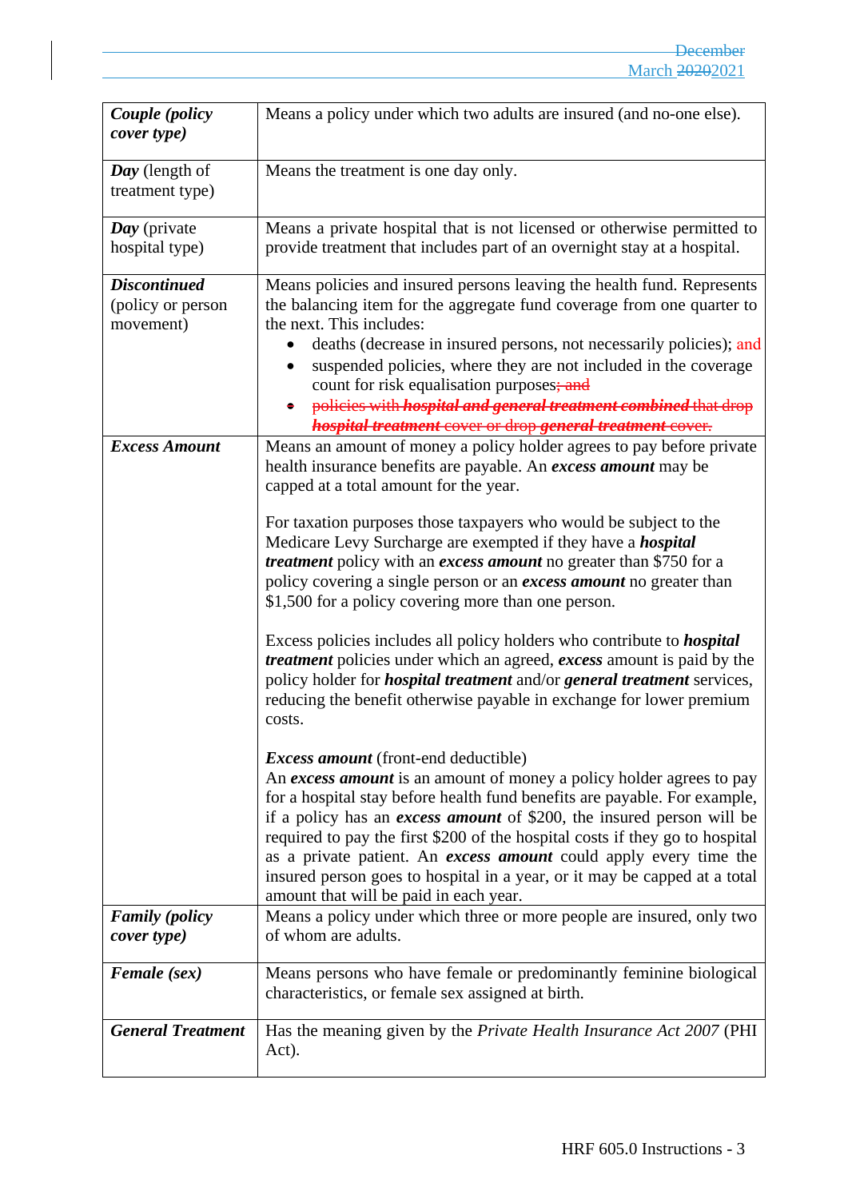| | |
|---|---|
| ***Couple (policy cover type)*** | Means a policy under which two adults are insured (and no-one else). |
| ***Day*** (length of treatment type) | Means the treatment is one day only. |
| ***Day*** (private hospital type) | Means a private hospital that is not licensed or otherwise permitted to provide treatment that includes part of an overnight stay at a hospital. |
| ***Discontinued*** (policy or person movement) | Means policies and insured persons leaving the health fund. Represents the balancing item for the aggregate fund coverage from one quarter to the next. This includes: <br>• deaths (decrease in insured persons, not necessarily policies); and <br>• suspended policies, where they are not included in the coverage count for risk equalisation purposes~~; and~~ <br>• ~~policies with ***hospital and general treatment combined*** that drop ***hospital treatment*** cover or drop ***general treatment*** cover.~~ |
| ***Excess Amount*** | Means an amount of money a policy holder agrees to pay before private health insurance benefits are payable. An ***excess amount*** may be capped at a total amount for the year. <br><br>For taxation purposes those taxpayers who would be subject to the Medicare Levy Surcharge are exempted if they have a ***hospital treatment*** policy with an ***excess amount*** no greater than $750 for a policy covering a single person or an ***excess amount*** no greater than $1,500 for a policy covering more than one person. <br><br>Excess policies includes all policy holders who contribute to ***hospital treatment*** policies under which an agreed, ***excess*** amount is paid by the policy holder for ***hospital treatment*** and/or ***general treatment*** services, reducing the benefit otherwise payable in exchange for lower premium costs. <br><br>***Excess amount*** (front-end deductible) <br>An ***excess amount*** is an amount of money a policy holder agrees to pay for a hospital stay before health fund benefits are payable. For example, if a policy has an ***excess amount*** of $200, the insured person will be required to pay the first $200 of the hospital costs if they go to hospital as a private patient. An ***excess amount*** could apply every time the insured person goes to hospital in a year, or it may be capped at a total amount that will be paid in each year. |
| ***Family (policy cover type)*** | Means a policy under which three or more people are insured, only two of whom are adults. |
| ***Female (sex)*** | Means persons who have female or predominantly feminine biological characteristics, or female sex assigned at birth. |
| ***General Treatment*** | Has the meaning given by the *Private Health Insurance Act 2007* (PHI Act). |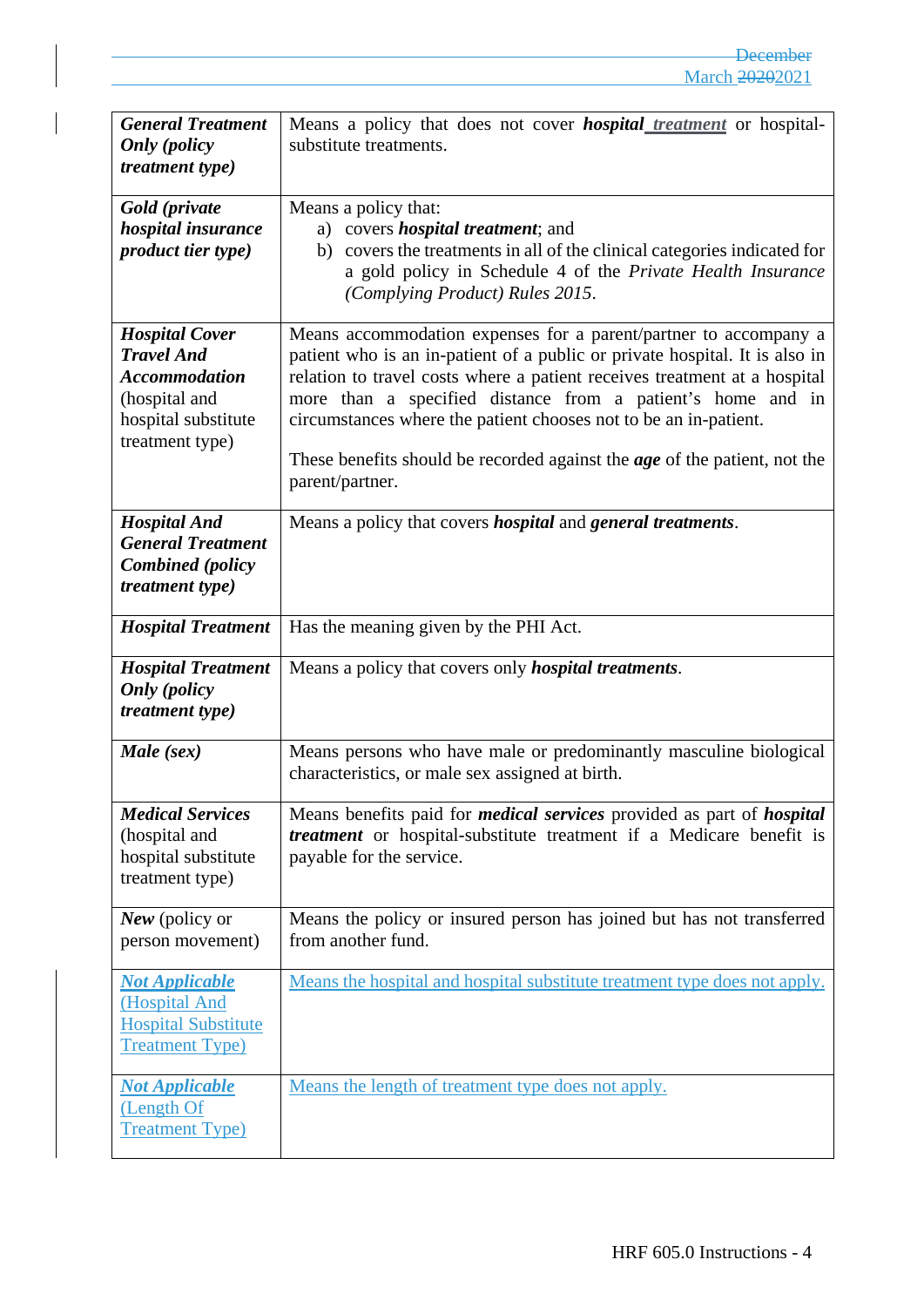| | |
|---|---|
| ***General Treatment Only (policy treatment type)*** | Means a policy that does not cover ***hospital treatment*** or hospital-substitute treatments. |
| ***Gold (private hospital insurance product tier type)*** | Means a policy that:<br>a) covers ***hospital treatment***; and<br>b) covers the treatments in all of the clinical categories indicated for a gold policy in Schedule 4 of the *Private Health Insurance (Complying Product) Rules 2015*. |
| ***Hospital Cover Travel And Accommodation*** (hospital and hospital substitute treatment type) | Means accommodation expenses for a parent/partner to accompany a patient who is an in-patient of a public or private hospital. It is also in relation to travel costs where a patient receives treatment at a hospital more than a specified distance from a patient's home and in circumstances where the patient chooses not to be an in-patient.<br><br>These benefits should be recorded against the ***age*** of the patient, not the parent/partner. |
| ***Hospital And General Treatment Combined (policy treatment type)*** | Means a policy that covers ***hospital*** and ***general treatments***. |
| ***Hospital Treatment*** | Has the meaning given by the PHI Act. |
| ***Hospital Treatment Only (policy treatment type)*** | Means a policy that covers only ***hospital treatments***. |
| ***Male (sex)*** | Means persons who have male or predominantly masculine biological characteristics, or male sex assigned at birth. |
| ***Medical Services*** (hospital and hospital substitute treatment type) | Means benefits paid for ***medical services*** provided as part of ***hospital treatment*** or hospital-substitute treatment if a Medicare benefit is payable for the service. |
| ***New*** (policy or person movement) | Means the policy or insured person has joined but has not transferred from another fund. |
| ***Not Applicable*** (Hospital And Hospital Substitute Treatment Type) | Means the hospital and hospital substitute treatment type does not apply. |
| ***Not Applicable*** (Length Of Treatment Type) | Means the length of treatment type does not apply. |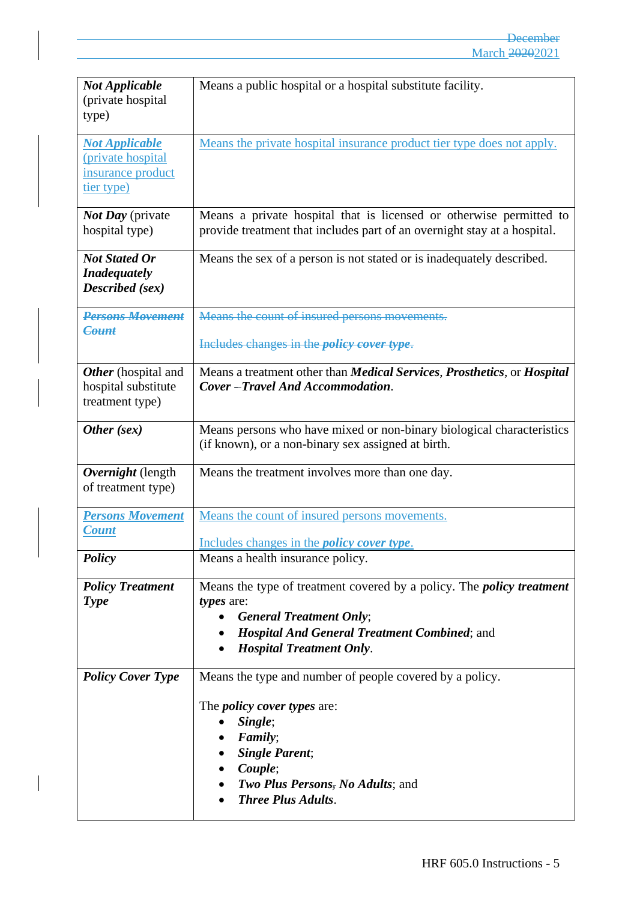| | |
|---|---|
| ***Not Applicable*** (private hospital type) | Means a public hospital or a hospital substitute facility. |
| ***Not Applicable*** (private hospital insurance product tier type) | Means the private hospital insurance product tier type does not apply. |
| ***Not Day*** (private hospital type) | Means a private hospital that is licensed or otherwise permitted to provide treatment that includes part of an overnight stay at a hospital. |
| ***Not Stated Or Inadequately Described (sex)*** | Means the sex of a person is not stated or is inadequately described. |
| ~~***Persons Movement Count***~~ | ~~Means the count of insured persons movements.~~<br><br>~~Includes changes in the ***policy cover type***.~~ |
| ***Other*** (hospital and hospital substitute treatment type) | Means a treatment other than ***Medical Services***, ***Prosthetics***, or ***Hospital Cover – Travel And Accommodation***. |
| ***Other (sex)*** | Means persons who have mixed or non-binary biological characteristics (if known), or a non-binary sex assigned at birth. |
| ***Overnight*** (length of treatment type) | Means the treatment involves more than one day. |
| ***Persons Movement Count*** | Means the count of insured persons movements.<br><br>Includes changes in the ***policy cover type***. |
| ***Policy*** | Means a health insurance policy. |
| ***Policy Treatment Type*** | Means the type of treatment covered by a policy. The ***policy treatment types*** are:<br>• ***General Treatment Only***;<br>• ***Hospital And General Treatment Combined***; and<br>• ***Hospital Treatment Only***. |
| ***Policy Cover Type*** | Means the type and number of people covered by a policy.<br><br>The ***policy cover types*** are:<br>• ***Single***;<br>• ***Family***;<br>• ***Single Parent***;<br>• ***Couple***;<br>• ***Two Plus Persons~~,~~ No Adults***; and<br>• ***Three Plus Adults***. |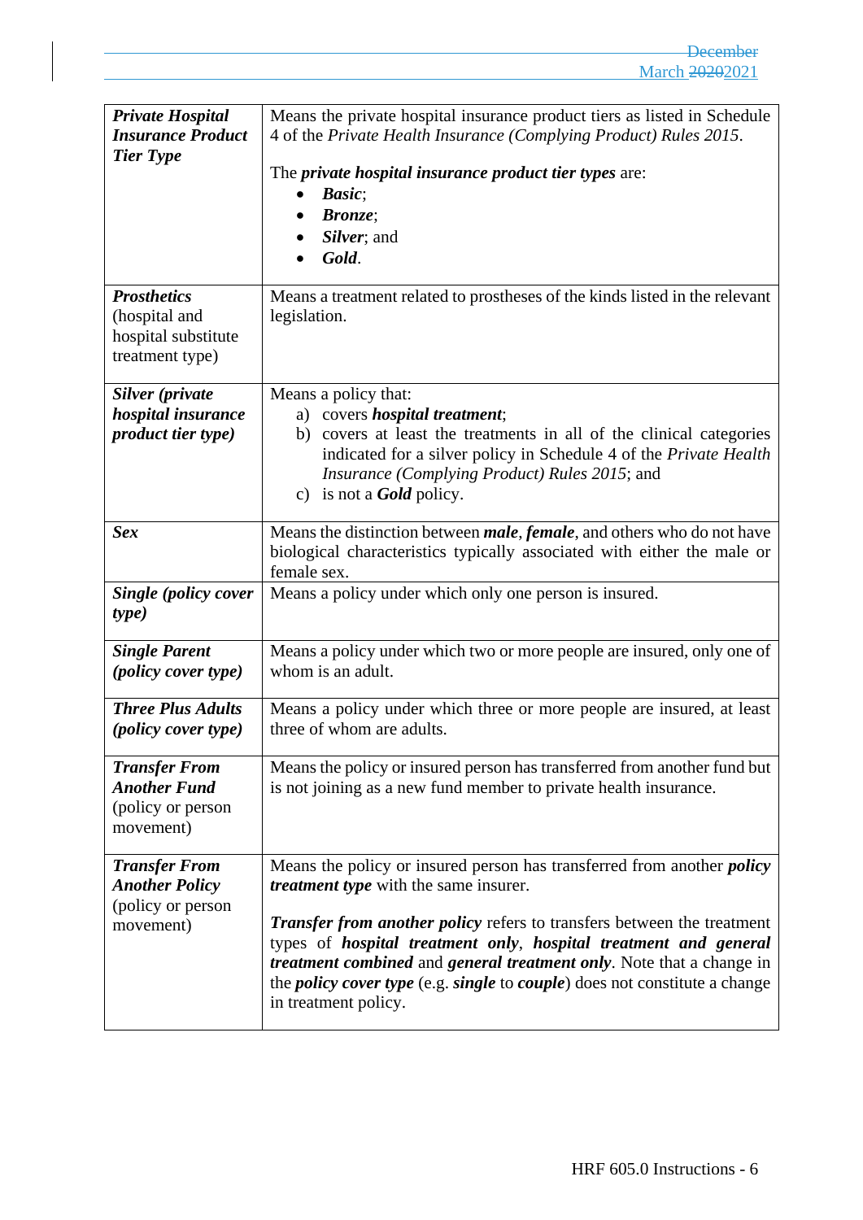| | |
|---|---|
| ***Private Hospital Insurance Product Tier Type*** | Means the private hospital insurance product tiers as listed in Schedule 4 of the *Private Health Insurance (Complying Product) Rules 2015*.<br><br>The ***private hospital insurance product tier types*** are:<br>• ***Basic***;<br>• ***Bronze***;<br>• ***Silver***; and<br>• ***Gold***. |
| ***Prosthetics*** (hospital and hospital substitute treatment type) | Means a treatment related to prostheses of the kinds listed in the relevant legislation. |
| ***Silver (private hospital insurance product tier type)*** | Means a policy that:<br>a) covers ***hospital treatment***;<br>b) covers at least the treatments in all of the clinical categories indicated for a silver policy in Schedule 4 of the *Private Health Insurance (Complying Product) Rules 2015*; and<br>c) is not a ***Gold*** policy. |
| ***Sex*** | Means the distinction between ***male***, ***female***, and others who do not have biological characteristics typically associated with either the male or female sex. |
| ***Single (policy cover type)*** | Means a policy under which only one person is insured. |
| ***Single Parent (policy cover type)*** | Means a policy under which two or more people are insured, only one of whom is an adult. |
| ***Three Plus Adults (policy cover type)*** | Means a policy under which three or more people are insured, at least three of whom are adults. |
| ***Transfer From Another Fund*** (policy or person movement) | Means the policy or insured person has transferred from another fund but is not joining as a new fund member to private health insurance. |
| ***Transfer From Another Policy*** (policy or person movement) | Means the policy or insured person has transferred from another ***policy treatment type*** with the same insurer.<br><br>***Transfer from another policy*** refers to transfers between the treatment types of ***hospital treatment only***, ***hospital treatment and general treatment combined*** and ***general treatment only***. Note that a change in the ***policy cover type*** (e.g. ***single*** to ***couple***) does not constitute a change in treatment policy. |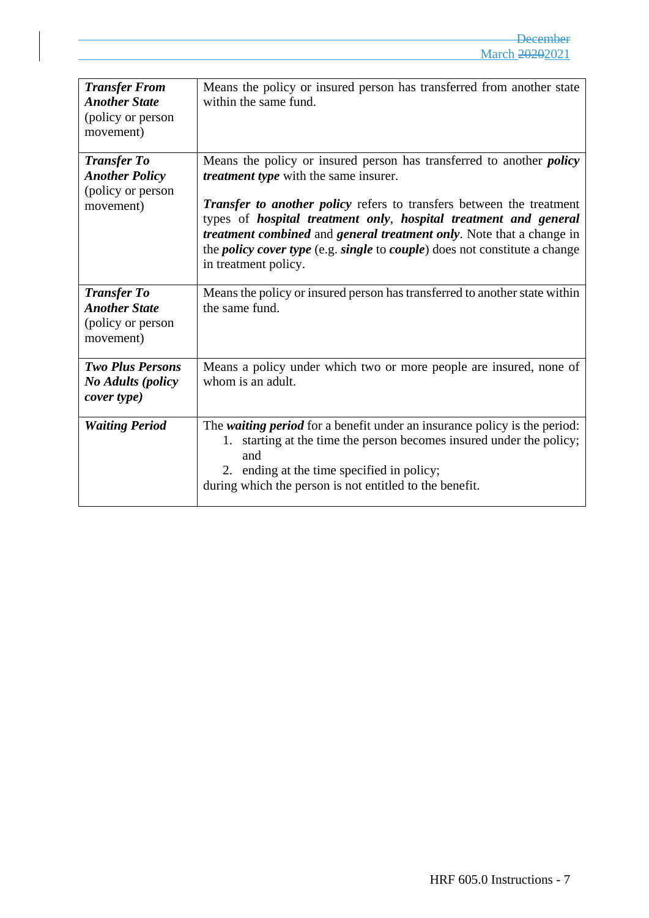| | |
|---|---|
| ***Transfer From Another State*** (policy or person movement) | Means the policy or insured person has transferred from another state within the same fund. |
| ***Transfer To Another Policy*** (policy or person movement) | Means the policy or insured person has transferred to another ***policy treatment type*** with the same insurer.<br><br>***Transfer to another policy*** refers to transfers between the treatment types of ***hospital treatment only***, ***hospital treatment and general treatment combined*** and ***general treatment only***. Note that a change in the ***policy cover type*** (e.g. ***single*** to ***couple***) does not constitute a change in treatment policy. |
| ***Transfer To Another State*** (policy or person movement) | Means the policy or insured person has transferred to another state within the same fund. |
| ***Two Plus Persons No Adults (policy cover type)*** | Means a policy under which two or more people are insured, none of whom is an adult. |
| ***Waiting Period*** | The ***waiting period*** for a benefit under an insurance policy is the period:<br>1. starting at the time the person becomes insured under the policy; and<br>2. ending at the time specified in policy;<br>during which the person is not entitled to the benefit. |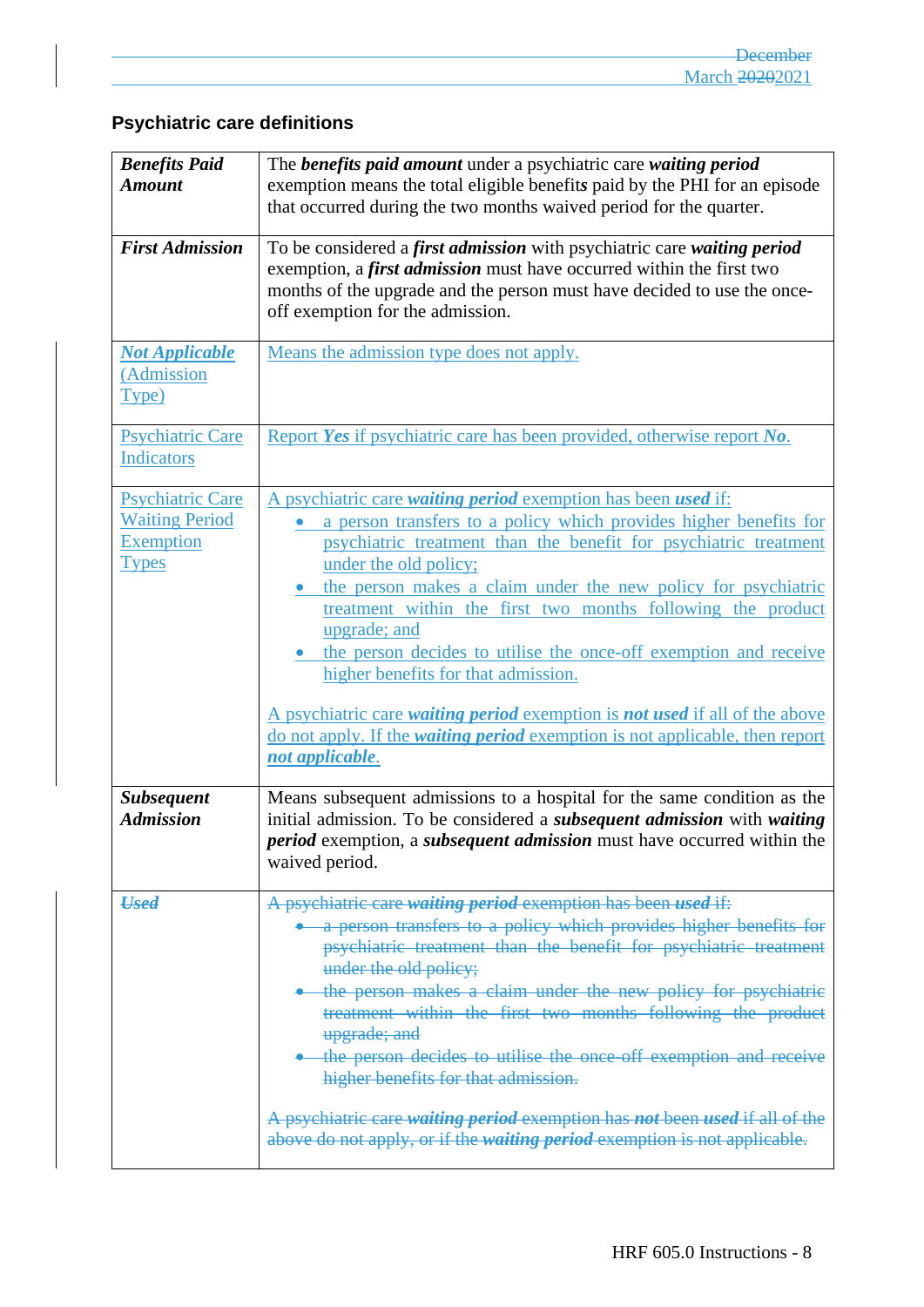## Psychiatric care definitions

| | |
|---|---|
| ***Benefits Paid Amount*** | The ***benefits paid amount*** under a psychiatric care ***waiting period*** exemption means the total eligible benefits paid by the PHI for an episode that occurred during the two months waived period for the quarter. |
| ***First Admission*** | To be considered a ***first admission*** with psychiatric care ***waiting period*** exemption, a ***first admission*** must have occurred within the first two months of the upgrade and the person must have decided to use the once-off exemption for the admission. |
| ***Not Applicable*** (Admission Type) | Means the admission type does not apply. |
| Psychiatric Care Indicators | Report ***Yes*** if psychiatric care has been provided, otherwise report ***No***. |
| Psychiatric Care Waiting Period Exemption Types | A psychiatric care ***waiting period*** exemption has been ***used*** if:<br>• a person transfers to a policy which provides higher benefits for psychiatric treatment than the benefit for psychiatric treatment under the old policy;<br>• the person makes a claim under the new policy for psychiatric treatment within the first two months following the product upgrade; and<br>• the person decides to utilise the once-off exemption and receive higher benefits for that admission.<br><br>A psychiatric care ***waiting period*** exemption is ***not used*** if all of the above do not apply. If the ***waiting period*** exemption is not applicable, then report ***not applicable***. |
| ***Subsequent Admission*** | Means subsequent admissions to a hospital for the same condition as the initial admission. To be considered a ***subsequent admission*** with ***waiting period*** exemption, a ***subsequent admission*** must have occurred within the waived period. |
| ~~***Used***~~ | ~~A psychiatric care ***waiting period*** exemption has been ***used*** if:~~<br>~~• a person transfers to a policy which provides higher benefits for psychiatric treatment than the benefit for psychiatric treatment under the old policy;~~<br>~~• the person makes a claim under the new policy for psychiatric treatment within the first two months following the product upgrade; and~~<br>~~• the person decides to utilise the once-off exemption and receive higher benefits for that admission.~~<br><br>~~A psychiatric care ***waiting period*** exemption has ***not*** been ***used*** if all of the above do not apply, or if the ***waiting period*** exemption is not applicable.~~ |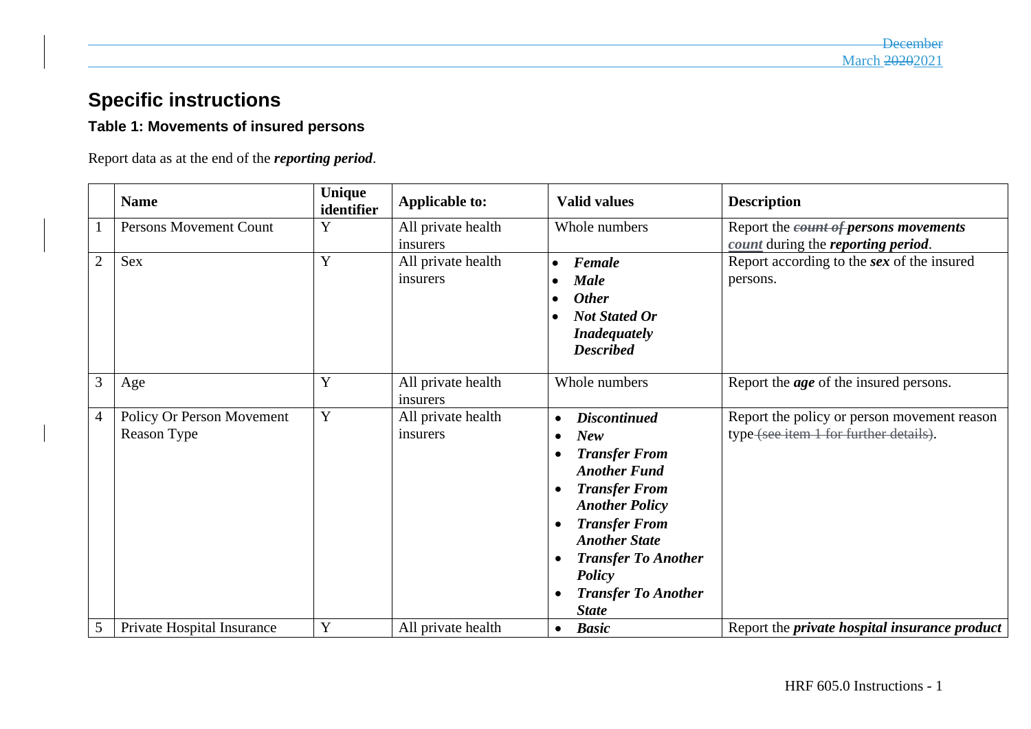## Specific instructions

### Table 1: Movements of insured persons

Report data as at the end of the ***reporting period***.

| | Name | Unique identifier | Applicable to: | Valid values | Description |
|---|---|---|---|---|---|
| 1 | Persons Movement Count | Y | All private health insurers | Whole numbers | Report the ~~***count of***~~ ***persons movements count*** during the ***reporting period***. |
| 2 | Sex | Y | All private health insurers | • ***Female*** <br> • ***Male*** <br> • ***Other*** <br> • ***Not Stated Or Inadequately Described*** | Report according to the ***sex*** of the insured persons. |
| 3 | Age | Y | All private health insurers | Whole numbers | Report the ***age*** of the insured persons. |
| 4 | Policy Or Person Movement Reason Type | Y | All private health insurers | • ***Discontinued*** <br> • ***New*** <br> • ***Transfer From Another Fund*** <br> • ***Transfer From Another Policy*** <br> • ***Transfer From Another State*** <br> • ***Transfer To Another Policy*** <br> • ***Transfer To Another State*** | Report the policy or person movement reason type ~~(see item 1 for further details)~~. |
| 5 | Private Hospital Insurance | Y | All private health | • ***Basic*** | Report the ***private hospital insurance product*** |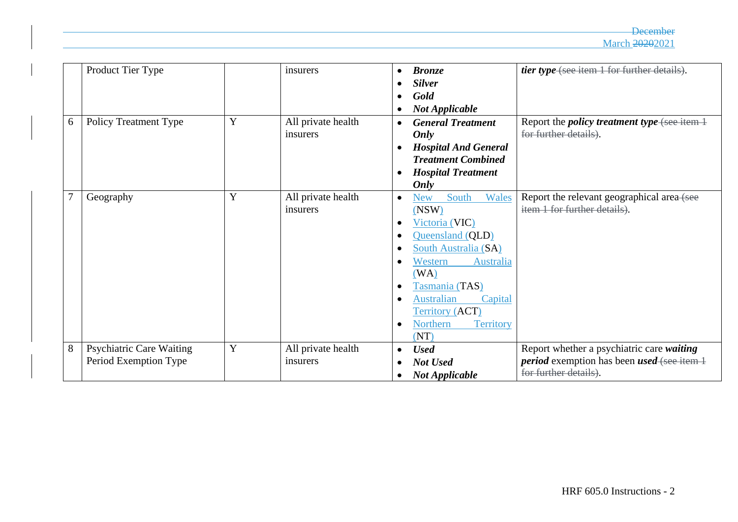|   | Product Tier Type |   | insurers | • ***Bronze*** <br> • ***Silver*** <br> • ***Gold*** <br> • ***Not Applicable*** | ***tier type*** (see item 1 for further details). |
|---|---|---|---|---|---|
| 6 | Policy Treatment Type | Y | All private health insurers | • ***General Treatment Only*** <br> • ***Hospital And General Treatment Combined*** <br> • ***Hospital Treatment Only*** | Report the ***policy treatment type*** (see item 1 for further details). |
| 7 | Geography | Y | All private health insurers | • New South Wales (NSW) <br> • Victoria (VIC) <br> • Queensland (QLD) <br> • South Australia (SA) <br> • Western Australia (WA) <br> • Tasmania (TAS) <br> • Australian Capital Territory (ACT) <br> • Northern Territory (NT) | Report the relevant geographical area (see item 1 for further details). |
| 8 | Psychiatric Care Waiting Period Exemption Type | Y | All private health insurers | • ***Used*** <br> • ***Not Used*** <br> • ***Not Applicable*** | Report whether a psychiatric care ***waiting period*** exemption has been ***used*** (see item 1 for further details). |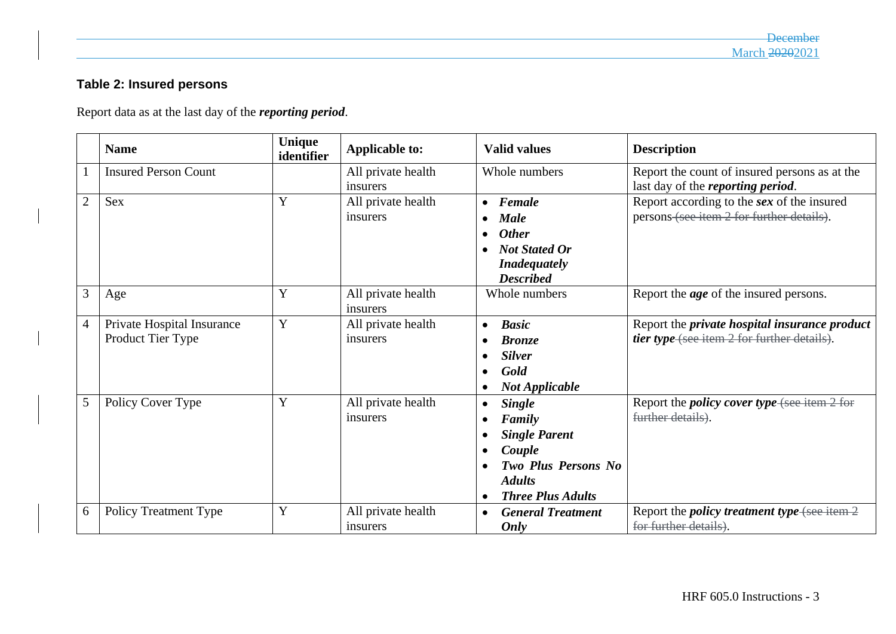## Table 2: Insured persons

Report data as at the last day of the ***reporting period***.

| | Name | Unique identifier | Applicable to: | Valid values | Description |
|---|---|---|---|---|---|
| 1 | Insured Person Count | | All private health insurers | Whole numbers | Report the count of insured persons as at the last day of the ***reporting period***. |
| 2 | Sex | Y | All private health insurers | • ***Female*** <br> • ***Male*** <br> • ***Other*** <br> • ***Not Stated Or Inadequately Described*** | Report according to the ***sex*** of the insured persons~~ (see item 2 for further details)~~. |
| 3 | Age | Y | All private health insurers | Whole numbers | Report the ***age*** of the insured persons. |
| 4 | Private Hospital Insurance Product Tier Type | Y | All private health insurers | • ***Basic*** <br> • ***Bronze*** <br> • ***Silver*** <br> • ***Gold*** <br> • ***Not Applicable*** | Report the ***private hospital insurance product tier type***~~ (see item 2 for further details)~~. |
| 5 | Policy Cover Type | Y | All private health insurers | • ***Single*** <br> • ***Family*** <br> • ***Single Parent*** <br> • ***Couple*** <br> • ***Two Plus Persons No Adults*** <br> • ***Three Plus Adults*** | Report the ***policy cover type***~~ (see item 2 for further details)~~. |
| 6 | Policy Treatment Type | Y | All private health insurers | • ***General Treatment Only*** | Report the ***policy treatment type***~~ (see item 2 for further details)~~. |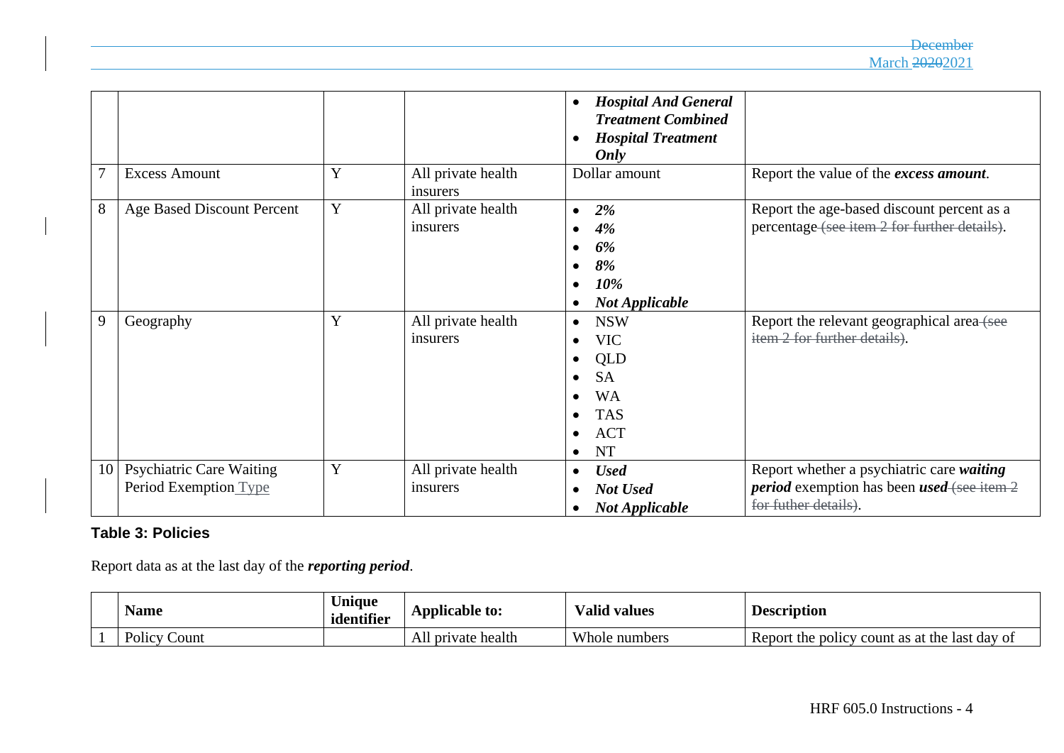| | | | | | |
|---|---|---|---|---|---|
| | | | | • ***Hospital And General Treatment Combined*** <br> • ***Hospital Treatment Only*** | |
| 7 | Excess Amount | Y | All private health insurers | Dollar amount | Report the value of the ***excess amount***. |
| 8 | Age Based Discount Percent | Y | All private health insurers | • ***2%*** <br> • ***4%*** <br> • ***6%*** <br> • ***8%*** <br> • ***10%*** <br> • ***Not Applicable*** | Report the age-based discount percent as a percentage ~~(see item 2 for further details)~~. |
| 9 | Geography | Y | All private health insurers | • NSW <br> • VIC <br> • QLD <br> • SA <br> • WA <br> • TAS <br> • ACT <br> • NT | Report the relevant geographical area ~~(see item 2 for further details)~~. |
| 10 | Psychiatric Care Waiting Period Exemption Type | Y | All private health insurers | • ***Used*** <br> • ***Not Used*** <br> • ***Not Applicable*** | Report whether a psychiatric care ***waiting period*** exemption has been ***used*** ~~(see item 2 for futher details)~~. |

**Table 3: Policies**

Report data as at the last day of the ***reporting period***.

| | Name | Unique identifier | Applicable to: | Valid values | Description |
|---|---|---|---|---|---|
| 1 | Policy Count | | All private health | Whole numbers | Report the policy count as at the last day of |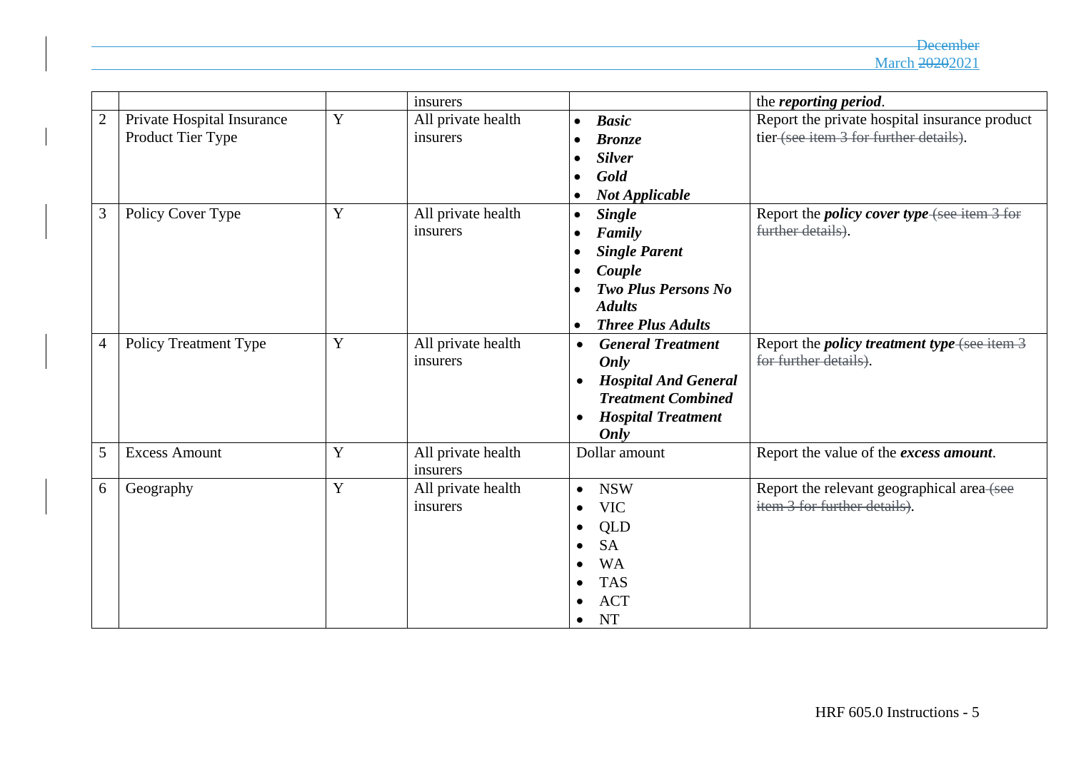|  |  |  | insurers |  | the ***reporting period***. |
|---|---|---|---|---|---|
| 2 | Private Hospital Insurance Product Tier Type | Y | All private health insurers | • ***Basic*** <br> • ***Bronze*** <br> • ***Silver*** <br> • ***Gold*** <br> • ***Not Applicable*** | Report the private hospital insurance product tier ~~(see item 3 for further details)~~. |
| 3 | Policy Cover Type | Y | All private health insurers | • ***Single*** <br> • ***Family*** <br> • ***Single Parent*** <br> • ***Couple*** <br> • ***Two Plus Persons No Adults*** <br> • ***Three Plus Adults*** | Report the ***policy cover type*** ~~(see item 3 for further details)~~. |
| 4 | Policy Treatment Type | Y | All private health insurers | • ***General Treatment Only*** <br> • ***Hospital And General Treatment Combined*** <br> • ***Hospital Treatment Only*** | Report the ***policy treatment type*** ~~(see item 3 for further details)~~. |
| 5 | Excess Amount | Y | All private health insurers | Dollar amount | Report the value of the ***excess amount***. |
| 6 | Geography | Y | All private health insurers | • NSW <br> • VIC <br> • QLD <br> • SA <br> • WA <br> • TAS <br> • ACT <br> • NT | Report the relevant geographical area ~~(see item 3 for further details)~~. |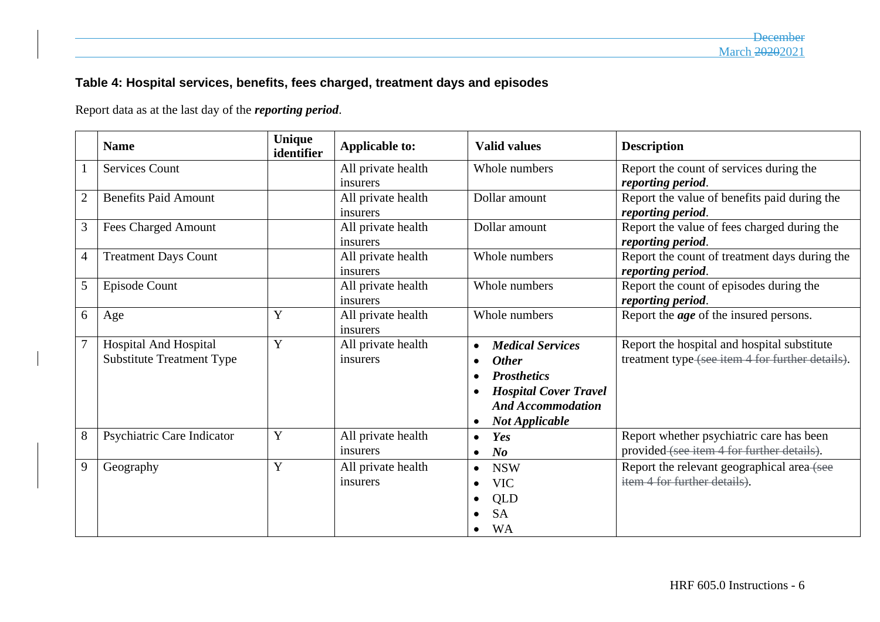### Table 4: Hospital services, benefits, fees charged, treatment days and episodes

Report data as at the last day of the ***reporting period***.

| | Name | Unique identifier | Applicable to: | Valid values | Description |
|---|---|---|---|---|---|
| 1 | Services Count | | All private health insurers | Whole numbers | Report the count of services during the ***reporting period***. |
| 2 | Benefits Paid Amount | | All private health insurers | Dollar amount | Report the value of benefits paid during the ***reporting period***. |
| 3 | Fees Charged Amount | | All private health insurers | Dollar amount | Report the value of fees charged during the ***reporting period***. |
| 4 | Treatment Days Count | | All private health insurers | Whole numbers | Report the count of treatment days during the ***reporting period***. |
| 5 | Episode Count | | All private health insurers | Whole numbers | Report the count of episodes during the ***reporting period***. |
| 6 | Age | Y | All private health insurers | Whole numbers | Report the ***age*** of the insured persons. |
| 7 | Hospital And Hospital Substitute Treatment Type | Y | All private health insurers | • ***Medical Services*** <br> • ***Other*** <br> • ***Prosthetics*** <br> • ***Hospital Cover Travel And Accommodation*** <br> • ***Not Applicable*** | Report the hospital and hospital substitute treatment type ~~(see item 4 for further details)~~. |
| 8 | Psychiatric Care Indicator | Y | All private health insurers | • ***Yes*** <br> • ***No*** | Report whether psychiatric care has been provided ~~(see item 4 for further details)~~. |
| 9 | Geography | Y | All private health insurers | • NSW <br> • VIC <br> • QLD <br> • SA <br> • WA | Report the relevant geographical area ~~(see item 4 for further details)~~. |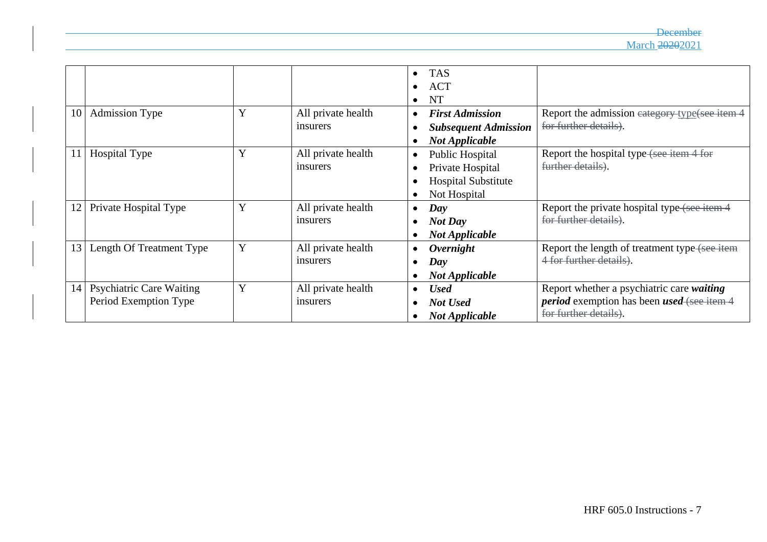| | | | | | |
|---|---|---|---|---|---|
| | | | | • TAS<br>• ACT<br>• NT | |
| 10 | Admission Type | Y | All private health insurers | • ***First Admission***<br>• ***Subsequent Admission***<br>• ***Not Applicable*** | Report the admission ~~category~~ type~~(see item 4 for further details)~~. |
| 11 | Hospital Type | Y | All private health insurers | • Public Hospital<br>• Private Hospital<br>• Hospital Substitute<br>• Not Hospital | Report the hospital type~~ (see item 4 for further details)~~. |
| 12 | Private Hospital Type | Y | All private health insurers | • ***Day***<br>• ***Not Day***<br>• ***Not Applicable*** | Report the private hospital type~~ (see item 4 for further details)~~. |
| 13 | Length Of Treatment Type | Y | All private health insurers | • ***Overnight***<br>• ***Day***<br>• ***Not Applicable*** | Report the length of treatment type~~ (see item 4 for further details)~~. |
| 14 | Psychiatric Care Waiting Period Exemption Type | Y | All private health insurers | • ***Used***<br>• ***Not Used***<br>• ***Not Applicable*** | Report whether a psychiatric care ***waiting period*** exemption has been ***used***~~ (see item 4 for further details)~~. |